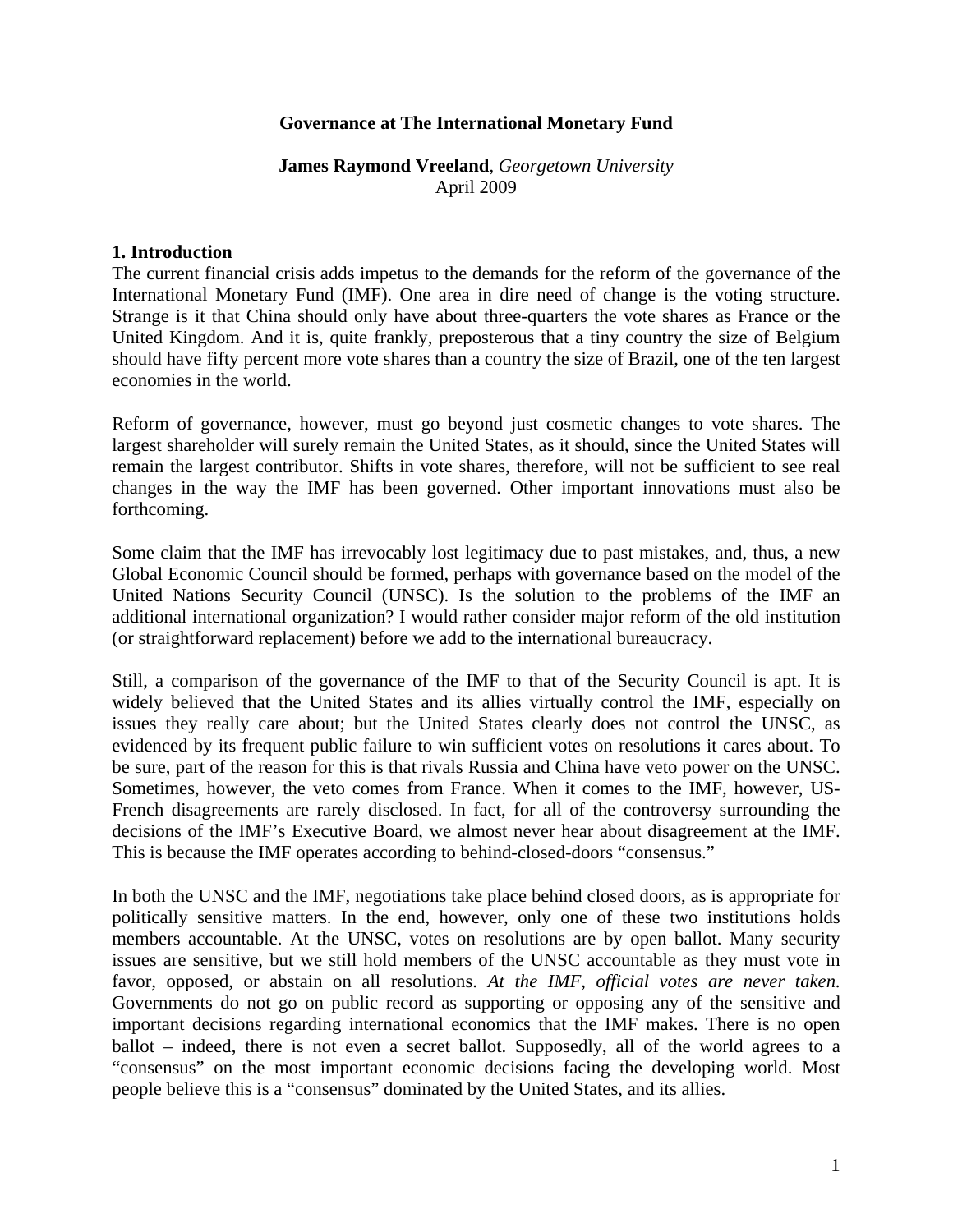# Governance at The International Monetary Fund

**James Raymond Vreeland**, *Georgetown University*
April 2009

## 1. Introduction

The current financial crisis adds impetus to the demands for the reform of the governance of the International Monetary Fund (IMF). One area in dire need of change is the voting structure. Strange is it that China should only have about three-quarters the vote shares as France or the United Kingdom. And it is, quite frankly, preposterous that a tiny country the size of Belgium should have fifty percent more vote shares than a country the size of Brazil, one of the ten largest economies in the world.

Reform of governance, however, must go beyond just cosmetic changes to vote shares. The largest shareholder will surely remain the United States, as it should, since the United States will remain the largest contributor. Shifts in vote shares, therefore, will not be sufficient to see real changes in the way the IMF has been governed. Other important innovations must also be forthcoming.

Some claim that the IMF has irrevocably lost legitimacy due to past mistakes, and, thus, a new Global Economic Council should be formed, perhaps with governance based on the model of the United Nations Security Council (UNSC). Is the solution to the problems of the IMF an additional international organization? I would rather consider major reform of the old institution (or straightforward replacement) before we add to the international bureaucracy.

Still, a comparison of the governance of the IMF to that of the Security Council is apt. It is widely believed that the United States and its allies virtually control the IMF, especially on issues they really care about; but the United States clearly does not control the UNSC, as evidenced by its frequent public failure to win sufficient votes on resolutions it cares about. To be sure, part of the reason for this is that rivals Russia and China have veto power on the UNSC. Sometimes, however, the veto comes from France. When it comes to the IMF, however, US-French disagreements are rarely disclosed. In fact, for all of the controversy surrounding the decisions of the IMF's Executive Board, we almost never hear about disagreement at the IMF. This is because the IMF operates according to behind-closed-doors "consensus."

In both the UNSC and the IMF, negotiations take place behind closed doors, as is appropriate for politically sensitive matters. In the end, however, only one of these two institutions holds members accountable. At the UNSC, votes on resolutions are by open ballot. Many security issues are sensitive, but we still hold members of the UNSC accountable as they must vote in favor, opposed, or abstain on all resolutions. *At the IMF, official votes are never taken.* Governments do not go on public record as supporting or opposing any of the sensitive and important decisions regarding international economics that the IMF makes. There is no open ballot – indeed, there is not even a secret ballot. Supposedly, all of the world agrees to a "consensus" on the most important economic decisions facing the developing world. Most people believe this is a "consensus" dominated by the United States, and its allies.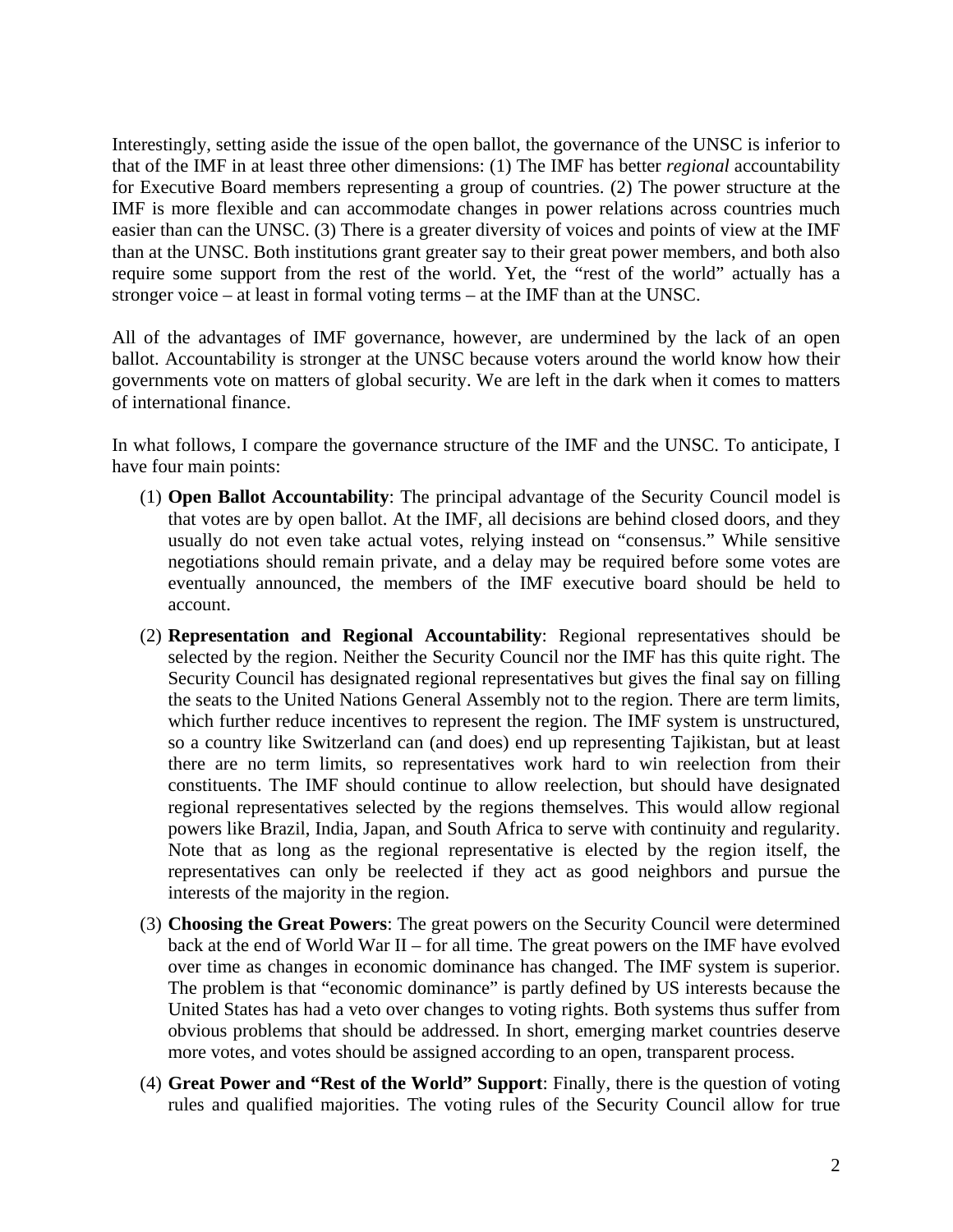Interestingly, setting aside the issue of the open ballot, the governance of the UNSC is inferior to that of the IMF in at least three other dimensions: (1) The IMF has better *regional* accountability for Executive Board members representing a group of countries. (2) The power structure at the IMF is more flexible and can accommodate changes in power relations across countries much easier than can the UNSC. (3) There is a greater diversity of voices and points of view at the IMF than at the UNSC. Both institutions grant greater say to their great power members, and both also require some support from the rest of the world. Yet, the "rest of the world" actually has a stronger voice – at least in formal voting terms – at the IMF than at the UNSC.

All of the advantages of IMF governance, however, are undermined by the lack of an open ballot. Accountability is stronger at the UNSC because voters around the world know how their governments vote on matters of global security. We are left in the dark when it comes to matters of international finance.

In what follows, I compare the governance structure of the IMF and the UNSC. To anticipate, I have four main points:

(1) **Open Ballot Accountability**: The principal advantage of the Security Council model is that votes are by open ballot. At the IMF, all decisions are behind closed doors, and they usually do not even take actual votes, relying instead on "consensus." While sensitive negotiations should remain private, and a delay may be required before some votes are eventually announced, the members of the IMF executive board should be held to account.

(2) **Representation and Regional Accountability**: Regional representatives should be selected by the region. Neither the Security Council nor the IMF has this quite right. The Security Council has designated regional representatives but gives the final say on filling the seats to the United Nations General Assembly not to the region. There are term limits, which further reduce incentives to represent the region. The IMF system is unstructured, so a country like Switzerland can (and does) end up representing Tajikistan, but at least there are no term limits, so representatives work hard to win reelection from their constituents. The IMF should continue to allow reelection, but should have designated regional representatives selected by the regions themselves. This would allow regional powers like Brazil, India, Japan, and South Africa to serve with continuity and regularity. Note that as long as the regional representative is elected by the region itself, the representatives can only be reelected if they act as good neighbors and pursue the interests of the majority in the region.

(3) **Choosing the Great Powers**: The great powers on the Security Council were determined back at the end of World War II – for all time. The great powers on the IMF have evolved over time as changes in economic dominance has changed. The IMF system is superior. The problem is that "economic dominance" is partly defined by US interests because the United States has had a veto over changes to voting rights. Both systems thus suffer from obvious problems that should be addressed. In short, emerging market countries deserve more votes, and votes should be assigned according to an open, transparent process.

(4) **Great Power and "Rest of the World" Support**: Finally, there is the question of voting rules and qualified majorities. The voting rules of the Security Council allow for true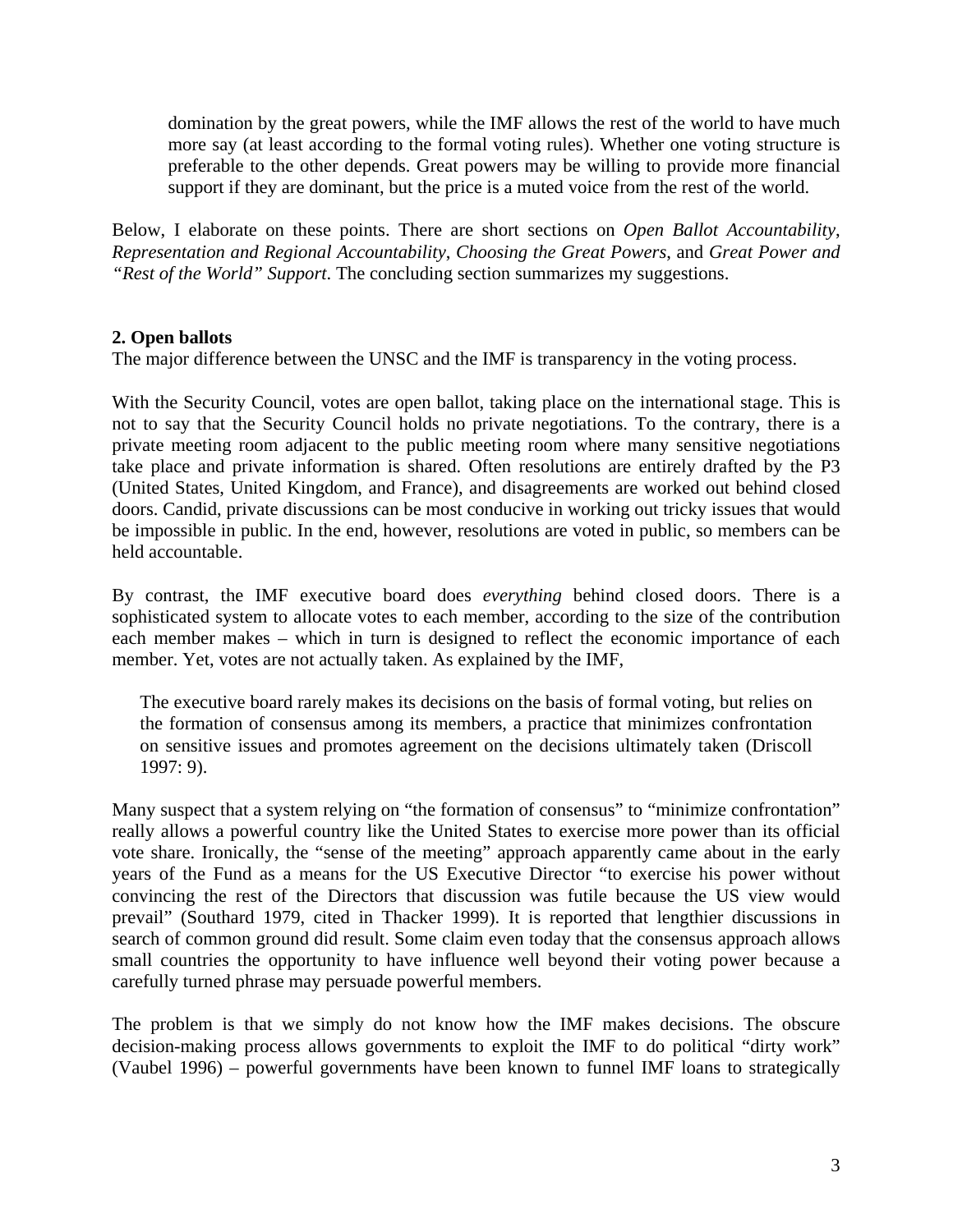> domination by the great powers, while the IMF allows the rest of the world to have much more say (at least according to the formal voting rules). Whether one voting structure is preferable to the other depends. Great powers may be willing to provide more financial support if they are dominant, but the price is a muted voice from the rest of the world.

Below, I elaborate on these points. There are short sections on *Open Ballot Accountability*, *Representation and Regional Accountability*, *Choosing the Great Powers*, and *Great Power and "Rest of the World" Support*. The concluding section summarizes my suggestions.

## 2. Open ballots

The major difference between the UNSC and the IMF is transparency in the voting process.

With the Security Council, votes are open ballot, taking place on the international stage. This is not to say that the Security Council holds no private negotiations. To the contrary, there is a private meeting room adjacent to the public meeting room where many sensitive negotiations take place and private information is shared. Often resolutions are entirely drafted by the P3 (United States, United Kingdom, and France), and disagreements are worked out behind closed doors. Candid, private discussions can be most conducive in working out tricky issues that would be impossible in public. In the end, however, resolutions are voted in public, so members can be held accountable.

By contrast, the IMF executive board does *everything* behind closed doors. There is a sophisticated system to allocate votes to each member, according to the size of the contribution each member makes – which in turn is designed to reflect the economic importance of each member. Yet, votes are not actually taken. As explained by the IMF,

> The executive board rarely makes its decisions on the basis of formal voting, but relies on the formation of consensus among its members, a practice that minimizes confrontation on sensitive issues and promotes agreement on the decisions ultimately taken (Driscoll 1997: 9).

Many suspect that a system relying on "the formation of consensus" to "minimize confrontation" really allows a powerful country like the United States to exercise more power than its official vote share. Ironically, the "sense of the meeting" approach apparently came about in the early years of the Fund as a means for the US Executive Director "to exercise his power without convincing the rest of the Directors that discussion was futile because the US view would prevail" (Southard 1979, cited in Thacker 1999). It is reported that lengthier discussions in search of common ground did result. Some claim even today that the consensus approach allows small countries the opportunity to have influence well beyond their voting power because a carefully turned phrase may persuade powerful members.

The problem is that we simply do not know how the IMF makes decisions. The obscure decision-making process allows governments to exploit the IMF to do political "dirty work" (Vaubel 1996) – powerful governments have been known to funnel IMF loans to strategically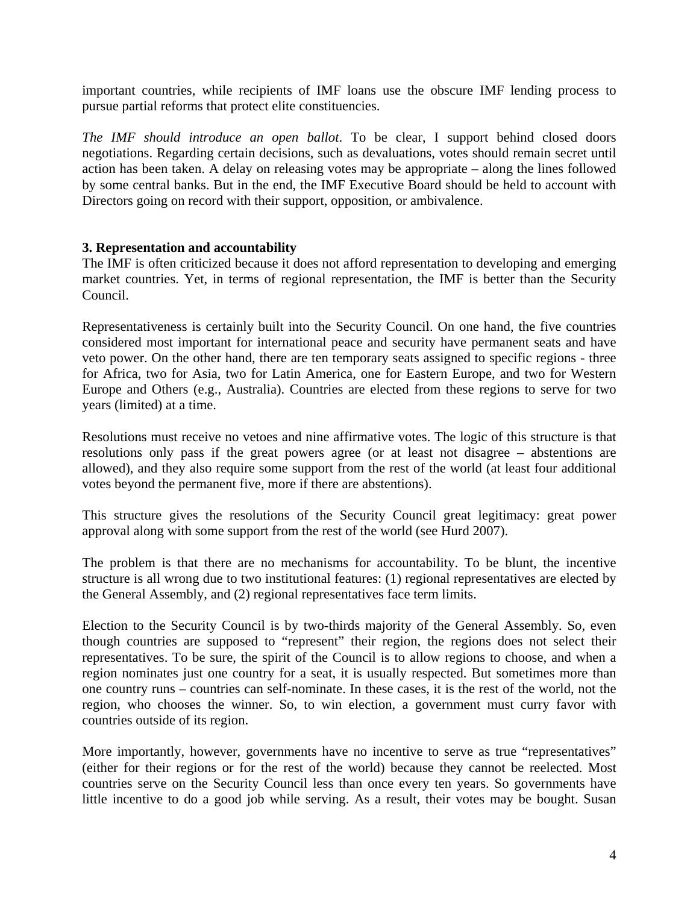important countries, while recipients of IMF loans use the obscure IMF lending process to pursue partial reforms that protect elite constituencies.

*The IMF should introduce an open ballot*. To be clear, I support behind closed doors negotiations. Regarding certain decisions, such as devaluations, votes should remain secret until action has been taken. A delay on releasing votes may be appropriate – along the lines followed by some central banks. But in the end, the IMF Executive Board should be held to account with Directors going on record with their support, opposition, or ambivalence.

### 3. Representation and accountability

The IMF is often criticized because it does not afford representation to developing and emerging market countries. Yet, in terms of regional representation, the IMF is better than the Security Council.

Representativeness is certainly built into the Security Council. On one hand, the five countries considered most important for international peace and security have permanent seats and have veto power. On the other hand, there are ten temporary seats assigned to specific regions - three for Africa, two for Asia, two for Latin America, one for Eastern Europe, and two for Western Europe and Others (e.g., Australia). Countries are elected from these regions to serve for two years (limited) at a time.

Resolutions must receive no vetoes and nine affirmative votes. The logic of this structure is that resolutions only pass if the great powers agree (or at least not disagree – abstentions are allowed), and they also require some support from the rest of the world (at least four additional votes beyond the permanent five, more if there are abstentions).

This structure gives the resolutions of the Security Council great legitimacy: great power approval along with some support from the rest of the world (see Hurd 2007).

The problem is that there are no mechanisms for accountability. To be blunt, the incentive structure is all wrong due to two institutional features: (1) regional representatives are elected by the General Assembly, and (2) regional representatives face term limits.

Election to the Security Council is by two-thirds majority of the General Assembly. So, even though countries are supposed to "represent" their region, the regions does not select their representatives. To be sure, the spirit of the Council is to allow regions to choose, and when a region nominates just one country for a seat, it is usually respected. But sometimes more than one country runs – countries can self-nominate. In these cases, it is the rest of the world, not the region, who chooses the winner. So, to win election, a government must curry favor with countries outside of its region.

More importantly, however, governments have no incentive to serve as true "representatives" (either for their regions or for the rest of the world) because they cannot be reelected. Most countries serve on the Security Council less than once every ten years. So governments have little incentive to do a good job while serving. As a result, their votes may be bought. Susan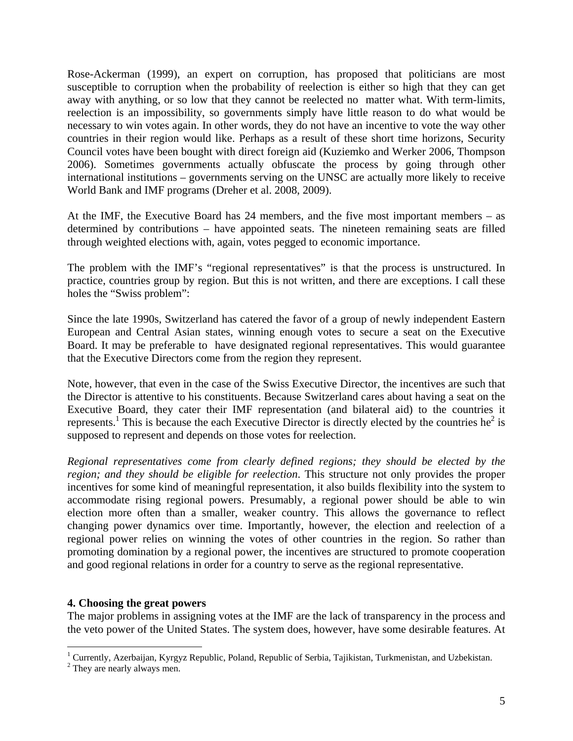Rose-Ackerman (1999), an expert on corruption, has proposed that politicians are most susceptible to corruption when the probability of reelection is either so high that they can get away with anything, or so low that they cannot be reelected no matter what. With term-limits, reelection is an impossibility, so governments simply have little reason to do what would be necessary to win votes again. In other words, they do not have an incentive to vote the way other countries in their region would like. Perhaps as a result of these short time horizons, Security Council votes have been bought with direct foreign aid (Kuziemko and Werker 2006, Thompson 2006). Sometimes governments actually obfuscate the process by going through other international institutions – governments serving on the UNSC are actually more likely to receive World Bank and IMF programs (Dreher et al. 2008, 2009).

At the IMF, the Executive Board has 24 members, and the five most important members – as determined by contributions – have appointed seats. The nineteen remaining seats are filled through weighted elections with, again, votes pegged to economic importance.

The problem with the IMF's "regional representatives" is that the process is unstructured. In practice, countries group by region. But this is not written, and there are exceptions. I call these holes the "Swiss problem":

Since the late 1990s, Switzerland has catered the favor of a group of newly independent Eastern European and Central Asian states, winning enough votes to secure a seat on the Executive Board. It may be preferable to have designated regional representatives. This would guarantee that the Executive Directors come from the region they represent.

Note, however, that even in the case of the Swiss Executive Director, the incentives are such that the Director is attentive to his constituents. Because Switzerland cares about having a seat on the Executive Board, they cater their IMF representation (and bilateral aid) to the countries it represents.[1] This is because the each Executive Director is directly elected by the countries he[2] is supposed to represent and depends on those votes for reelection.

*Regional representatives come from clearly defined regions; they should be elected by the region; and they should be eligible for reelection*. This structure not only provides the proper incentives for some kind of meaningful representation, it also builds flexibility into the system to accommodate rising regional powers. Presumably, a regional power should be able to win election more often than a smaller, weaker country. This allows the governance to reflect changing power dynamics over time. Importantly, however, the election and reelection of a regional power relies on winning the votes of other countries in the region. So rather than promoting domination by a regional power, the incentives are structured to promote cooperation and good regional relations in order for a country to serve as the regional representative.

## 4. Choosing the great powers

The major problems in assigning votes at the IMF are the lack of transparency in the process and the veto power of the United States. The system does, however, have some desirable features. At

[1] Currently, Azerbaijan, Kyrgyz Republic, Poland, Republic of Serbia, Tajikistan, Turkmenistan, and Uzbekistan.

[2] They are nearly always men.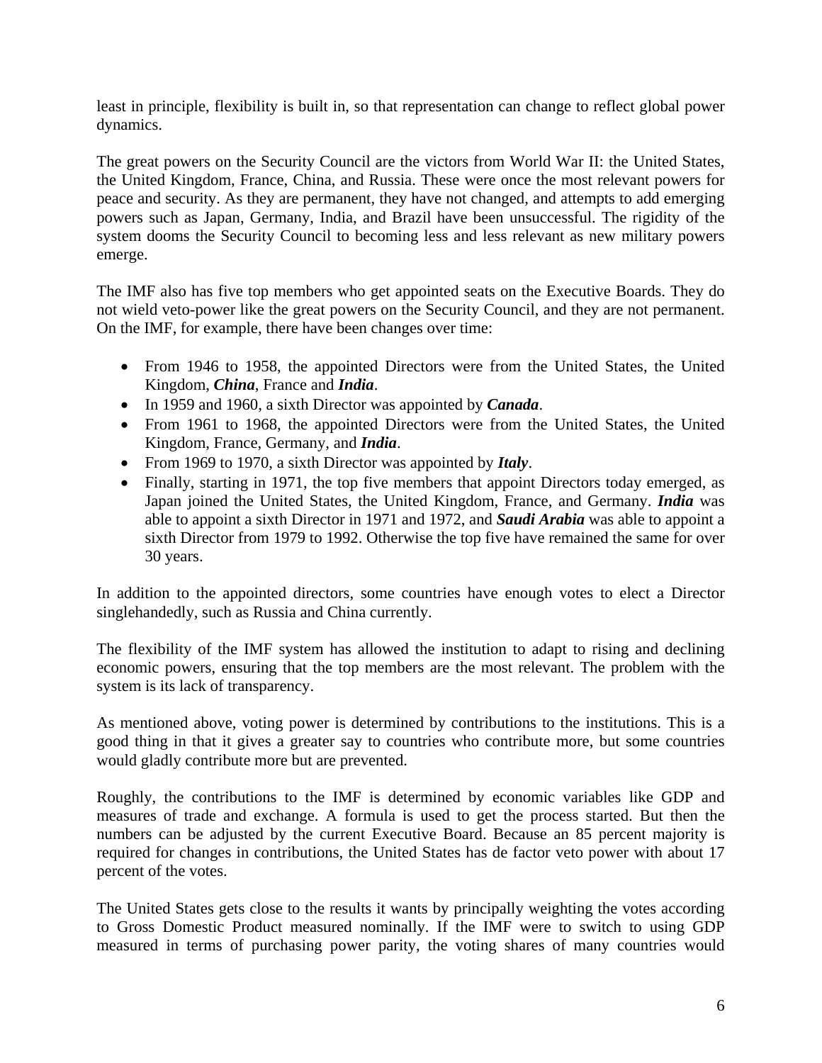least in principle, flexibility is built in, so that representation can change to reflect global power dynamics.

The great powers on the Security Council are the victors from World War II: the United States, the United Kingdom, France, China, and Russia. These were once the most relevant powers for peace and security. As they are permanent, they have not changed, and attempts to add emerging powers such as Japan, Germany, India, and Brazil have been unsuccessful. The rigidity of the system dooms the Security Council to becoming less and less relevant as new military powers emerge.

The IMF also has five top members who get appointed seats on the Executive Boards. They do not wield veto-power like the great powers on the Security Council, and they are not permanent. On the IMF, for example, there have been changes over time:

- From 1946 to 1958, the appointed Directors were from the United States, the United Kingdom, ***China***, France and ***India***.
- In 1959 and 1960, a sixth Director was appointed by ***Canada***.
- From 1961 to 1968, the appointed Directors were from the United States, the United Kingdom, France, Germany, and ***India***.
- From 1969 to 1970, a sixth Director was appointed by ***Italy***.
- Finally, starting in 1971, the top five members that appoint Directors today emerged, as Japan joined the United States, the United Kingdom, France, and Germany. ***India*** was able to appoint a sixth Director in 1971 and 1972, and ***Saudi Arabia*** was able to appoint a sixth Director from 1979 to 1992. Otherwise the top five have remained the same for over 30 years.

In addition to the appointed directors, some countries have enough votes to elect a Director singlehandedly, such as Russia and China currently.

The flexibility of the IMF system has allowed the institution to adapt to rising and declining economic powers, ensuring that the top members are the most relevant. The problem with the system is its lack of transparency.

As mentioned above, voting power is determined by contributions to the institutions. This is a good thing in that it gives a greater say to countries who contribute more, but some countries would gladly contribute more but are prevented.

Roughly, the contributions to the IMF is determined by economic variables like GDP and measures of trade and exchange. A formula is used to get the process started. But then the numbers can be adjusted by the current Executive Board. Because an 85 percent majority is required for changes in contributions, the United States has de factor veto power with about 17 percent of the votes.

The United States gets close to the results it wants by principally weighting the votes according to Gross Domestic Product measured nominally. If the IMF were to switch to using GDP measured in terms of purchasing power parity, the voting shares of many countries would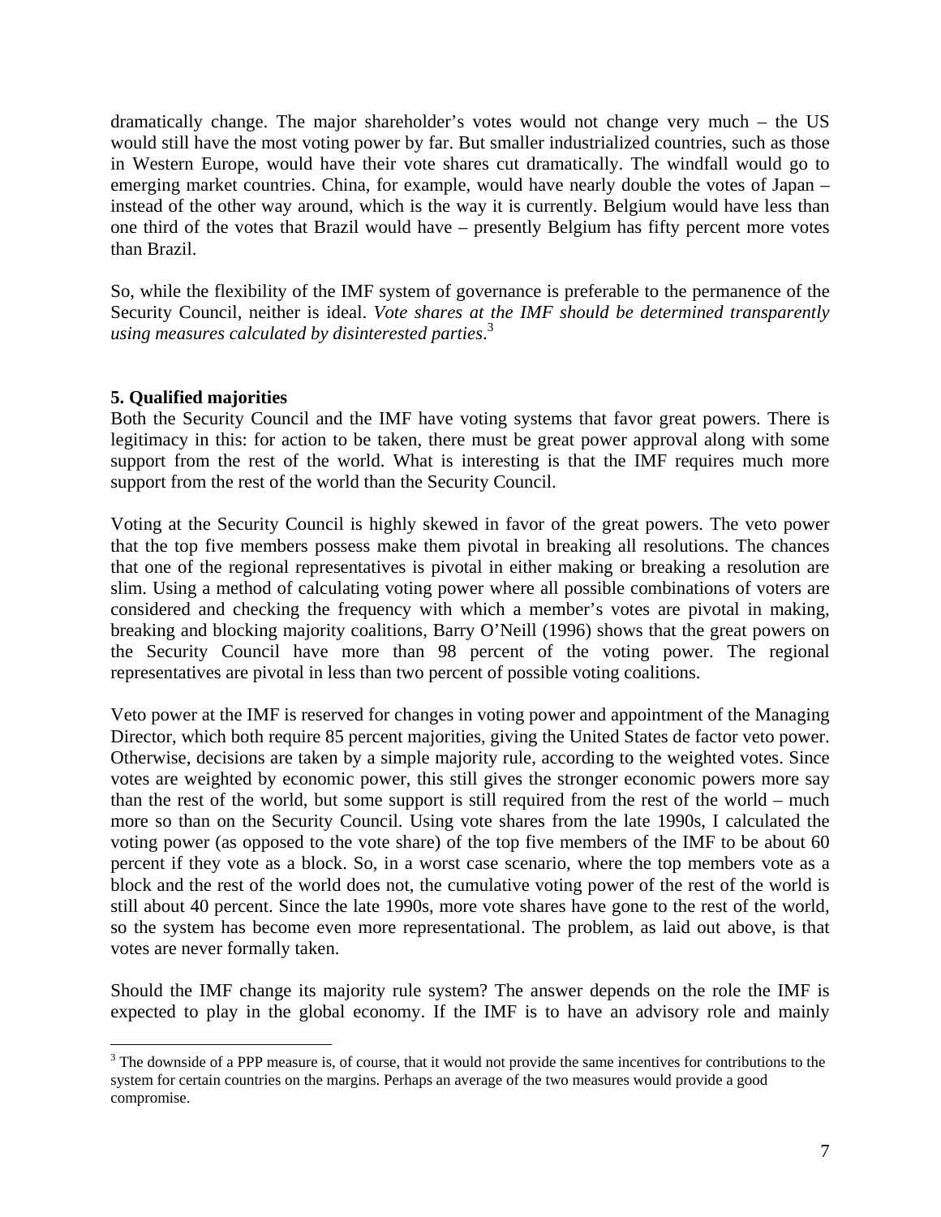dramatically change. The major shareholder's votes would not change very much – the US would still have the most voting power by far. But smaller industrialized countries, such as those in Western Europe, would have their vote shares cut dramatically. The windfall would go to emerging market countries. China, for example, would have nearly double the votes of Japan – instead of the other way around, which is the way it is currently. Belgium would have less than one third of the votes that Brazil would have – presently Belgium has fifty percent more votes than Brazil.

So, while the flexibility of the IMF system of governance is preferable to the permanence of the Security Council, neither is ideal. *Vote shares at the IMF should be determined transparently using measures calculated by disinterested parties*.[3]

### 5. Qualified majorities

Both the Security Council and the IMF have voting systems that favor great powers. There is legitimacy in this: for action to be taken, there must be great power approval along with some support from the rest of the world. What is interesting is that the IMF requires much more support from the rest of the world than the Security Council.

Voting at the Security Council is highly skewed in favor of the great powers. The veto power that the top five members possess make them pivotal in breaking all resolutions. The chances that one of the regional representatives is pivotal in either making or breaking a resolution are slim. Using a method of calculating voting power where all possible combinations of voters are considered and checking the frequency with which a member's votes are pivotal in making, breaking and blocking majority coalitions, Barry O'Neill (1996) shows that the great powers on the Security Council have more than 98 percent of the voting power. The regional representatives are pivotal in less than two percent of possible voting coalitions.

Veto power at the IMF is reserved for changes in voting power and appointment of the Managing Director, which both require 85 percent majorities, giving the United States de factor veto power. Otherwise, decisions are taken by a simple majority rule, according to the weighted votes. Since votes are weighted by economic power, this still gives the stronger economic powers more say than the rest of the world, but some support is still required from the rest of the world – much more so than on the Security Council. Using vote shares from the late 1990s, I calculated the voting power (as opposed to the vote share) of the top five members of the IMF to be about 60 percent if they vote as a block. So, in a worst case scenario, where the top members vote as a block and the rest of the world does not, the cumulative voting power of the rest of the world is still about 40 percent. Since the late 1990s, more vote shares have gone to the rest of the world, so the system has become even more representational. The problem, as laid out above, is that votes are never formally taken.

Should the IMF change its majority rule system? The answer depends on the role the IMF is expected to play in the global economy. If the IMF is to have an advisory role and mainly

---

[3] The downside of a PPP measure is, of course, that it would not provide the same incentives for contributions to the system for certain countries on the margins. Perhaps an average of the two measures would provide a good compromise.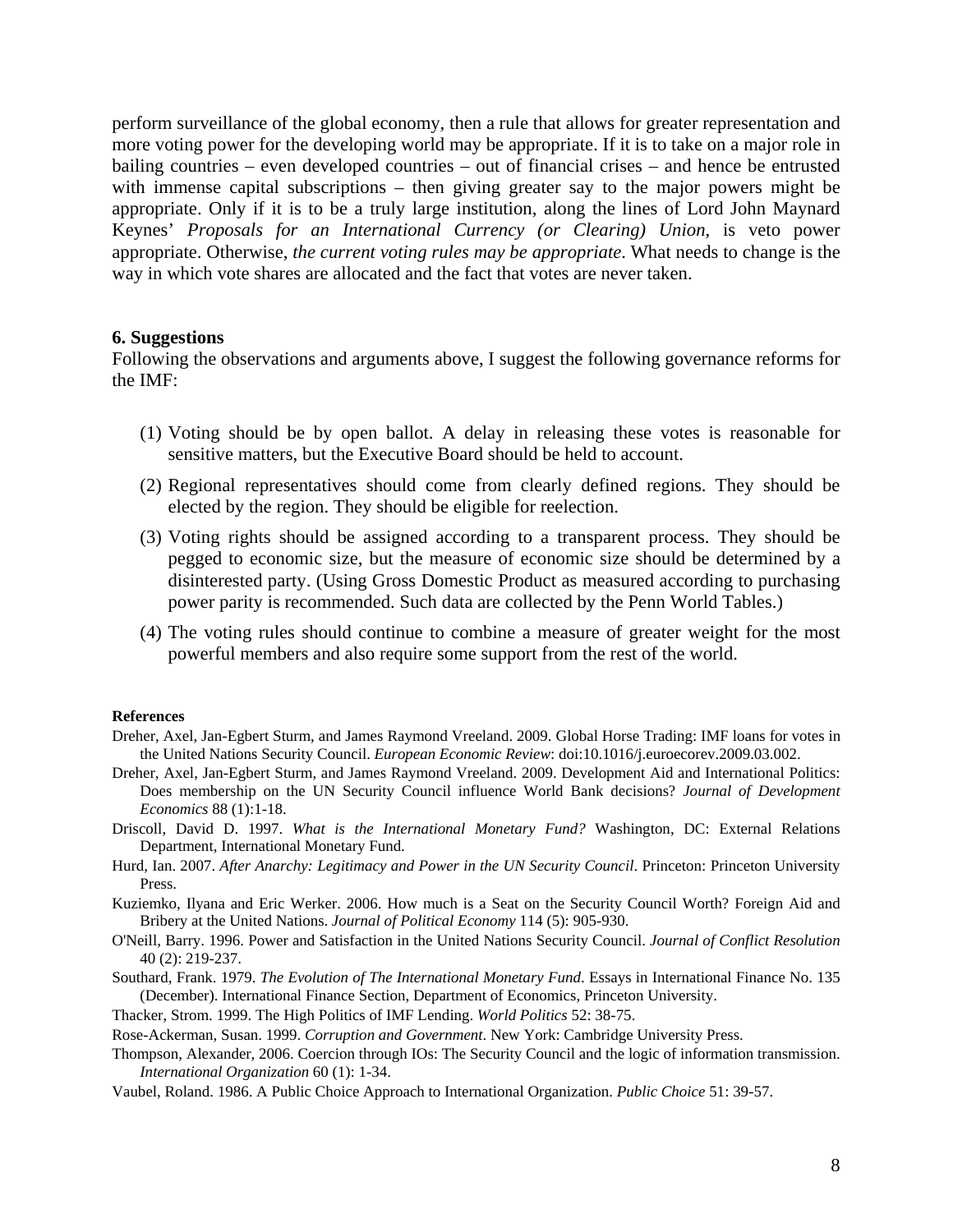perform surveillance of the global economy, then a rule that allows for greater representation and more voting power for the developing world may be appropriate. If it is to take on a major role in bailing countries – even developed countries – out of financial crises – and hence be entrusted with immense capital subscriptions – then giving greater say to the major powers might be appropriate. Only if it is to be a truly large institution, along the lines of Lord John Maynard Keynes' *Proposals for an International Currency (or Clearing) Union*, is veto power appropriate. Otherwise, *the current voting rules may be appropriate*. What needs to change is the way in which vote shares are allocated and the fact that votes are never taken.

## 6. Suggestions

Following the observations and arguments above, I suggest the following governance reforms for the IMF:

(1) Voting should be by open ballot. A delay in releasing these votes is reasonable for sensitive matters, but the Executive Board should be held to account.

(2) Regional representatives should come from clearly defined regions. They should be elected by the region. They should be eligible for reelection.

(3) Voting rights should be assigned according to a transparent process. They should be pegged to economic size, but the measure of economic size should be determined by a disinterested party. (Using Gross Domestic Product as measured according to purchasing power parity is recommended. Such data are collected by the Penn World Tables.)

(4) The voting rules should continue to combine a measure of greater weight for the most powerful members and also require some support from the rest of the world.

### References

Dreher, Axel, Jan-Egbert Sturm, and James Raymond Vreeland. 2009. Global Horse Trading: IMF loans for votes in the United Nations Security Council. *European Economic Review*: doi:10.1016/j.euroecorev.2009.03.002.

Dreher, Axel, Jan-Egbert Sturm, and James Raymond Vreeland. 2009. Development Aid and International Politics: Does membership on the UN Security Council influence World Bank decisions? *Journal of Development Economics* 88 (1):1-18.

Driscoll, David D. 1997. *What is the International Monetary Fund?* Washington, DC: External Relations Department, International Monetary Fund.

Hurd, Ian. 2007. *After Anarchy: Legitimacy and Power in the UN Security Council*. Princeton: Princeton University Press.

Kuziemko, Ilyana and Eric Werker. 2006. How much is a Seat on the Security Council Worth? Foreign Aid and Bribery at the United Nations. *Journal of Political Economy* 114 (5): 905-930.

O'Neill, Barry. 1996. Power and Satisfaction in the United Nations Security Council. *Journal of Conflict Resolution* 40 (2): 219-237.

Southard, Frank. 1979. *The Evolution of The International Monetary Fund*. Essays in International Finance No. 135 (December). International Finance Section, Department of Economics, Princeton University.

Thacker, Strom. 1999. The High Politics of IMF Lending. *World Politics* 52: 38-75.

Rose-Ackerman, Susan. 1999. *Corruption and Government*. New York: Cambridge University Press.

Thompson, Alexander, 2006. Coercion through IOs: The Security Council and the logic of information transmission. *International Organization* 60 (1): 1-34.

Vaubel, Roland. 1986. A Public Choice Approach to International Organization. *Public Choice* 51: 39-57.